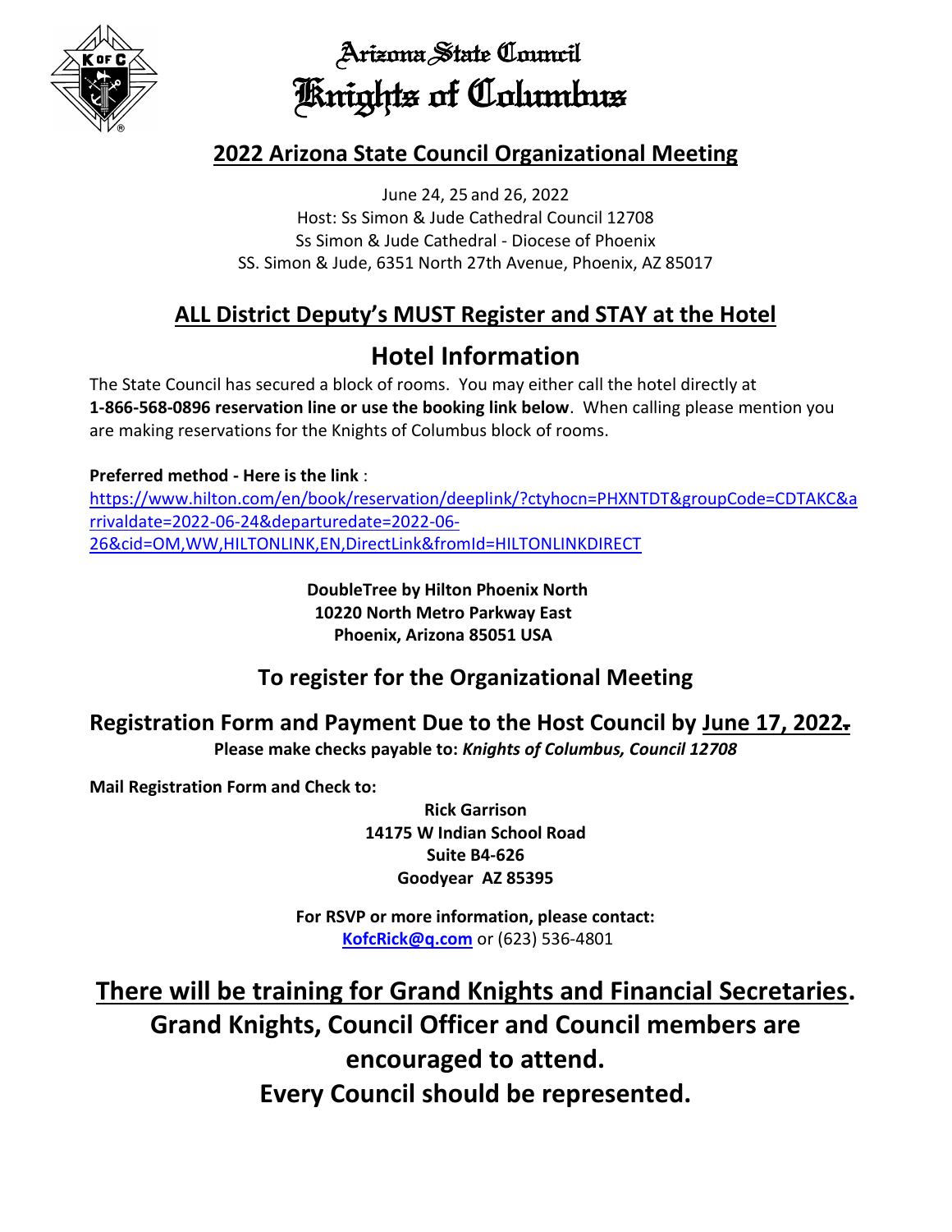# Arizona State Council
# Knights of Columbus

## 2022 Arizona State Council Organizational Meeting

June 24, 25 and 26, 2022
Host: Ss Simon & Jude Cathedral Council 12708
Ss Simon & Jude Cathedral - Diocese of Phoenix
SS. Simon & Jude, 6351 North 27th Avenue, Phoenix, AZ 85017

## ALL District Deputy's MUST Register and STAY at the Hotel

## Hotel Information

The State Council has secured a block of rooms. You may either call the hotel directly at **1-866-568-0896 reservation line or use the booking link below**. When calling please mention you are making reservations for the Knights of Columbus block of rooms.

**Preferred method - Here is the link** :
https://www.hilton.com/en/book/reservation/deeplink/?ctyhocn=PHXNTDT&groupCode=CDTAKC&arrivaldate=2022-06-24&departuredate=2022-06-26&cid=OM,WW,HILTONLINK,EN,DirectLink&fromId=HILTONLINKDIRECT

**DoubleTree by Hilton Phoenix North**
**10220 North Metro Parkway East**
**Phoenix, Arizona 85051 USA**

## To register for the Organizational Meeting

## Registration Form and Payment Due to the Host Council by June 17, 2022.

**Please make checks payable to: *Knights of Columbus, Council 12708***

**Mail Registration Form and Check to:**

**Rick Garrison**
**14175 W Indian School Road**
**Suite B4-626**
**Goodyear AZ 85395**

**For RSVP or more information, please contact:**
**KofcRick@q.com** or (623) 536-4801

## There will be training for Grand Knights and Financial Secretaries.

## Grand Knights, Council Officer and Council members are encouraged to attend.

## Every Council should be represented.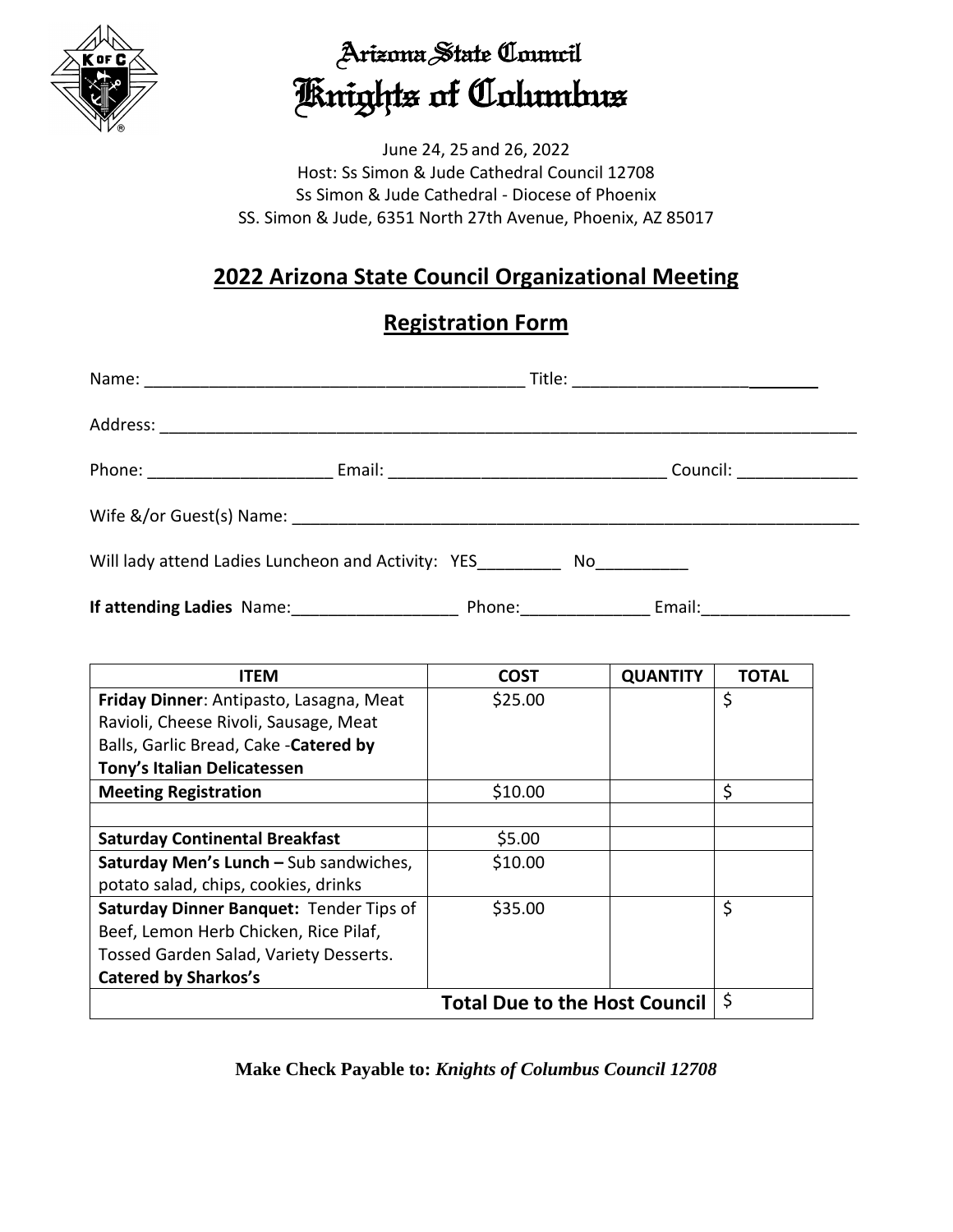# Arizona State Council
# Knights of Columbus

June 24, 25 and 26, 2022
Host: Ss Simon & Jude Cathedral Council 12708
Ss Simon & Jude Cathedral - Diocese of Phoenix
SS. Simon & Jude, 6351 North 27th Avenue, Phoenix, AZ 85017

## 2022 Arizona State Council Organizational Meeting

## Registration Form

Name: ________________________________________ Title: ___________________________

Address: ___________________________________________________________________________

Phone: ____________________ Email: ______________________________ Council: _____________

Wife &/or Guest(s) Name: _____________________________________________________________

Will lady attend Ladies Luncheon and Activity: YES_________ No__________

**If attending Ladies** Name:__________________ Phone:______________ Email:________________

| ITEM | COST | QUANTITY | TOTAL |
|---|---|---|---|
| **Friday Dinner**: Antipasto, Lasagna, Meat Ravioli, Cheese Rivoli, Sausage, Meat Balls, Garlic Bread, Cake -**Catered by Tony's Italian Delicatessen** | $25.00 | | $ |
| **Meeting Registration** | $10.00 | | $ |
| | | | |
| **Saturday Continental Breakfast** | $5.00 | | |
| **Saturday Men's Lunch –** Sub sandwiches, potato salad, chips, cookies, drinks | $10.00 | | |
| **Saturday Dinner Banquet:** Tender Tips of Beef, Lemon Herb Chicken, Rice Pilaf, Tossed Garden Salad, Variety Desserts. **Catered by Sharkos's** | $35.00 | | $ |
| | | **Total Due to the Host Council** | $ |

**Make Check Payable to:** ***Knights of Columbus Council 12708***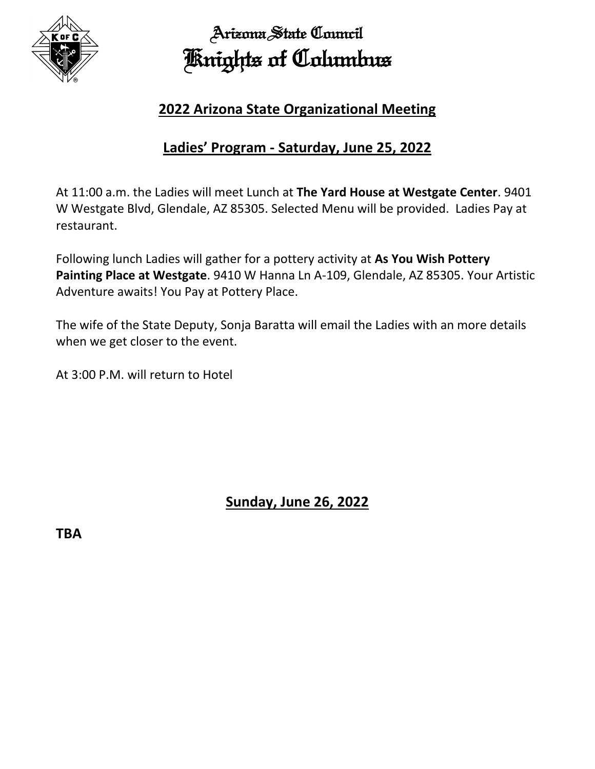# Arizona State Council
# Knights of Columbus

## 2022 Arizona State Organizational Meeting

## Ladies' Program - Saturday, June 25, 2022

At 11:00 a.m. the Ladies will meet Lunch at **The Yard House at Westgate Center**. 9401 W Westgate Blvd, Glendale, AZ 85305. Selected Menu will be provided. Ladies Pay at restaurant.

Following lunch Ladies will gather for a pottery activity at **As You Wish Pottery Painting Place at Westgate**. 9410 W Hanna Ln A-109, Glendale, AZ 85305. Your Artistic Adventure awaits! You Pay at Pottery Place.

The wife of the State Deputy, Sonja Baratta will email the Ladies with an more details when we get closer to the event.

At 3:00 P.M. will return to Hotel

## Sunday, June 26, 2022

**TBA**